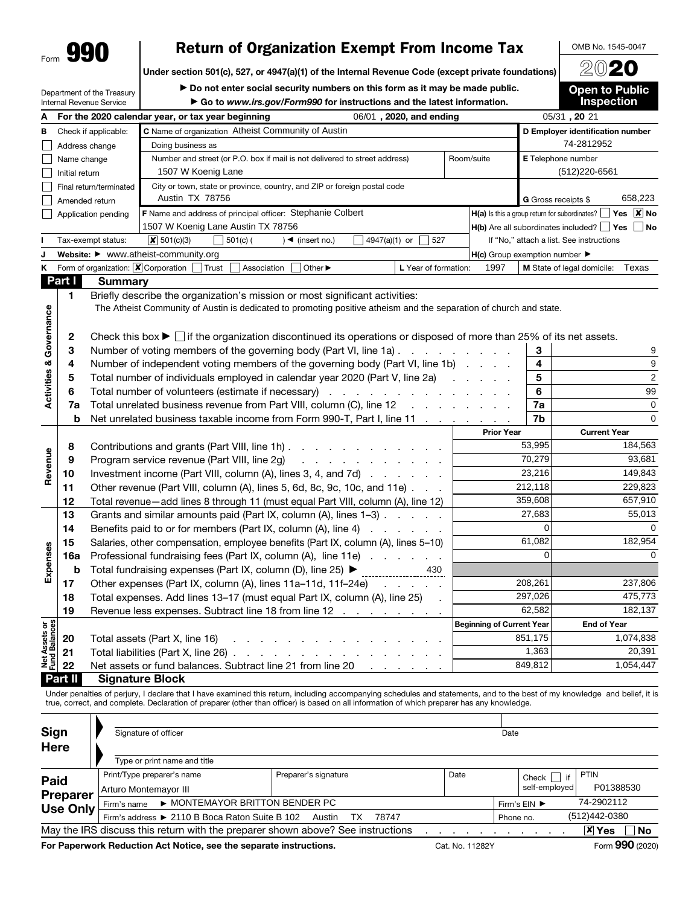Form **990**

# Return of Organization Exempt From Income Tax

**Under section 501(c), 527, or 4947(a)(1) of the Internal Revenue Code (except private foundations)**

▶ Do not enter social security numbers on this form as it may be made public.

▶ Go to *www.irs.gov/Form990* for instructions and the latest information.

OMB No. 1545-0047

**2020**

**Open to Public Inspection**

Department of the Treasury
Internal Revenue Service

**A** For the 2020 calendar year, or tax year beginning 06/01 , 2020, and ending 05/31 , 20 21

**B** Check if applicable:
- ☐ Address change
- ☐ Name change
- ☐ Initial return
- ☐ Final return/terminated
- ☐ Amended return
- ☐ Application pending

**C** Name of organization: Atheist Community of Austin

Doing business as

Number and street (or P.O. box if mail is not delivered to street address): 1507 W Koenig Lane | Room/suite

City or town, state or province, country, and ZIP or foreign postal code: Austin TX 78756

**D** Employer identification number: 74-2812952

**E** Telephone number: (512)220-6561

**G** Gross receipts $ 658,223

**F** Name and address of principal officer: Stephanie Colbert
1507 W Koenig Lane Austin TX 78756

**H(a)** Is this a group return for subordinates? ☐ Yes ☒ No

**H(b)** Are all subordinates included? ☐ Yes ☐ No
If "No," attach a list. See instructions

**I** Tax-exempt status: ☒ 501(c)(3) ☐ 501(c) ( ) ◀ (insert no.) ☐ 4947(a)(1) or ☐ 527

**J** Website: ▶ www.atheist-community.org

**H(c)** Group exemption number ▶

**K** Form of organization: ☒ Corporation ☐ Trust ☐ Association ☐ Other ▶

**L** Year of formation: 1997

**M** State of legal domicile: Texas

## Part I Summary

**Activities & Governance**

1. Briefly describe the organization's mission or most significant activities:
   The Atheist Community of Austin is dedicated to promoting positive atheism and the separation of church and state.

2. Check this box ▶ ☐ if the organization discontinued its operations or disposed of more than 25% of its net assets.

| | | | |
|---|---|---|---|
| 3 | Number of voting members of the governing body (Part VI, line 1a) | 3 | 9 |
| 4 | Number of independent voting members of the governing body (Part VI, line 1b) | 4 | 9 |
| 5 | Total number of individuals employed in calendar year 2020 (Part V, line 2a) | 5 | 2 |
| 6 | Total number of volunteers (estimate if necessary) | 6 | 99 |
| 7a | Total unrelated business revenue from Part VIII, column (C), line 12 | 7a | 0 |
| b | Net unrelated business taxable income from Form 990-T, Part I, line 11 | 7b | 0 |

| | | | Prior Year | Current Year |
|---|---|---|---|---|
| **Revenue** | 8 | Contributions and grants (Part VIII, line 1h) | 53,995 | 184,563 |
| | 9 | Program service revenue (Part VIII, line 2g) | 70,279 | 93,681 |
| | 10 | Investment income (Part VIII, column (A), lines 3, 4, and 7d) | 23,216 | 149,843 |
| | 11 | Other revenue (Part VIII, column (A), lines 5, 6d, 8c, 9c, 10c, and 11e) | 212,118 | 229,823 |
| | 12 | Total revenue—add lines 8 through 11 (must equal Part VIII, column (A), line 12) | 359,608 | 657,910 |
| **Expenses** | 13 | Grants and similar amounts paid (Part IX, column (A), lines 1–3) | 27,683 | 55,013 |
| | 14 | Benefits paid to or for members (Part IX, column (A), line 4) | 0 | 0 |
| | 15 | Salaries, other compensation, employee benefits (Part IX, column (A), lines 5–10) | 61,082 | 182,954 |
| | 16a | Professional fundraising fees (Part IX, column (A), line 11e) | 0 | 0 |
| | b | Total fundraising expenses (Part IX, column (D), line 25) ▶ 430 | | |
| | 17 | Other expenses (Part IX, column (A), lines 11a–11d, 11f–24e) | 208,261 | 237,806 |
| | 18 | Total expenses. Add lines 13–17 (must equal Part IX, column (A), line 25) | 297,026 | 475,773 |
| | 19 | Revenue less expenses. Subtract line 18 from line 12 | 62,582 | 182,137 |

| | | | Beginning of Current Year | End of Year |
|---|---|---|---|---|
| **Net Assets or Fund Balances** | 20 | Total assets (Part X, line 16) | 851,175 | 1,074,838 |
| | 21 | Total liabilities (Part X, line 26) | 1,363 | 20,391 |
| | 22 | Net assets or fund balances. Subtract line 21 from line 20 | 849,812 | 1,054,447 |

## Part II Signature Block

Under penalties of perjury, I declare that I have examined this return, including accompanying schedules and statements, and to the best of my knowledge and belief, it is true, correct, and complete. Declaration of preparer (other than officer) is based on all information of which preparer has any knowledge.

**Sign Here**

Signature of officer | Date

Type or print name and title

**Paid Preparer Use Only**

| Print/Type preparer's name | Preparer's signature | Date | Check ☐ if self-employed | PTIN |
|---|---|---|---|---|
| Arturo Montemayor III | | | | P01388530 |

Firm's name ▶ MONTEMAYOR BRITTON BENDER PC | Firm's EIN ▶ 74-2902112

Firm's address ▶ 2110 B Boca Raton Suite B 102 Austin TX 78747 | Phone no. (512)442-0380

May the IRS discuss this return with the preparer shown above? See instructions ☒ Yes ☐ No

**For Paperwork Reduction Act Notice, see the separate instructions.** Cat. No. 11282Y Form **990** (2020)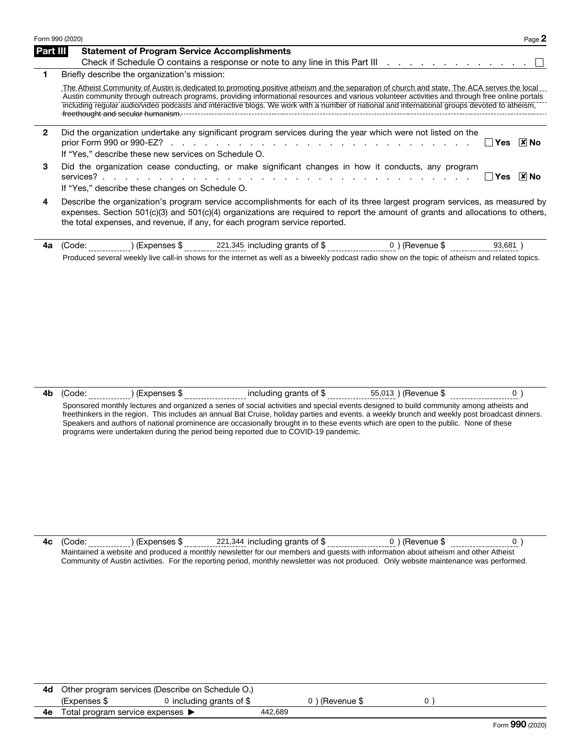Form 990 (2020) Page **2**

## Part III Statement of Program Service Accomplishments

Check if Schedule O contains a response or note to any line in this Part III . . . . . . . . . . . . . . ☐

**1** Briefly describe the organization's mission:

The Atheist Community of Austin is dedicated to promoting positive atheism and the separation of church and state. The ACA serves the local Austin community through outreach programs, providing informational resources and various volunteer activities and through free online portals including regular audio/video podcasts and interactive blogs. We work with a number of national and international groups devoted to atheism, freethought and secular humanism.

**2** Did the organization undertake any significant program services during the year which were not listed on the prior Form 990 or 990-EZ? . . . . . . . . . . . . . . . . . . . . . . . . . ☐ Yes ☒ No

If "Yes," describe these new services on Schedule O.

**3** Did the organization cease conducting, or make significant changes in how it conducts, any program services? . . . . . . . . . . . . . . . . . . . . . . . . . . . . . . . . ☐ Yes ☒ No

If "Yes," describe these changes on Schedule O.

**4** Describe the organization's program service accomplishments for each of its three largest program services, as measured by expenses. Section 501(c)(3) and 501(c)(4) organizations are required to report the amount of grants and allocations to others, the total expenses, and revenue, if any, for each program service reported.

**4a** (Code: ) (Expenses $ 221,345 including grants of $ 0 ) (Revenue $ 93,681 )

Produced several weekly live call-in shows for the internet as well as a biweekly podcast radio show on the topic of atheism and related topics.

**4b** (Code: ) (Expenses $ including grants of $ 55,013 ) (Revenue $ 0 )

Sponsored monthly lectures and organized a series of social activities and special events designed to build community among atheists and freethinkers in the region. This includes an annual Bat Cruise, holiday parties and events. a weekly brunch and weekly post broadcast dinners. Speakers and authors of national prominence are occasionally brought in to these events which are open to the public. None of these programs were undertaken during the period being reported due to COVID-19 pandemic.

**4c** (Code: ) (Expenses $ 221,344 including grants of $ 0 ) (Revenue $ 0 )

Maintained a website and produced a monthly newsletter for our members and guests with information about atheism and other Atheist Community of Austin activities. For the reporting period, monthly newsletter was not produced. Only website maintenance was performed.

**4d** Other program services (Describe on Schedule O.)

(Expenses $ 0 including grants of $ 0 ) (Revenue $ 0 )

**4e** Total program service expenses ▶ 442,689

Form **990** (2020)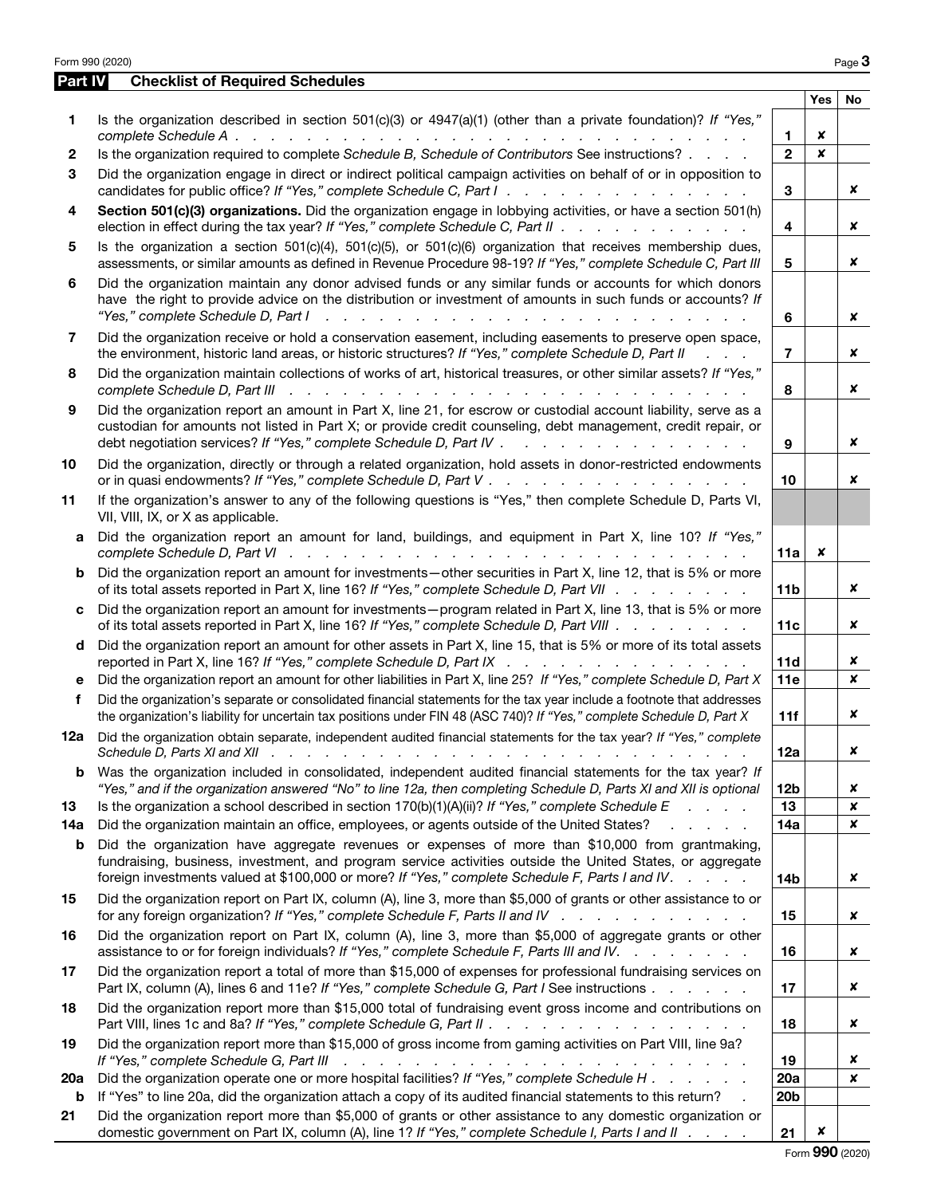## Part IV Checklist of Required Schedules

| | | | Yes | No |
|---|---|---|---|---|
| 1 | Is the organization described in section 501(c)(3) or 4947(a)(1) (other than a private foundation)? *If "Yes," complete Schedule A* | 1 | ✘ | |
| 2 | Is the organization required to complete *Schedule B, Schedule of Contributors* See instructions? | 2 | ✘ | |
| 3 | Did the organization engage in direct or indirect political campaign activities on behalf of or in opposition to candidates for public office? *If "Yes," complete Schedule C, Part I* | 3 | | ✘ |
| 4 | **Section 501(c)(3) organizations.** Did the organization engage in lobbying activities, or have a section 501(h) election in effect during the tax year? *If "Yes," complete Schedule C, Part II* | 4 | | ✘ |
| 5 | Is the organization a section 501(c)(4), 501(c)(5), or 501(c)(6) organization that receives membership dues, assessments, or similar amounts as defined in Revenue Procedure 98-19? *If "Yes," complete Schedule C, Part III* | 5 | | ✘ |
| 6 | Did the organization maintain any donor advised funds or any similar funds or accounts for which donors have the right to provide advice on the distribution or investment of amounts in such funds or accounts? *If "Yes," complete Schedule D, Part I* | 6 | | ✘ |
| 7 | Did the organization receive or hold a conservation easement, including easements to preserve open space, the environment, historic land areas, or historic structures? *If "Yes," complete Schedule D, Part II* | 7 | | ✘ |
| 8 | Did the organization maintain collections of works of art, historical treasures, or other similar assets? *If "Yes," complete Schedule D, Part III* | 8 | | ✘ |
| 9 | Did the organization report an amount in Part X, line 21, for escrow or custodial account liability, serve as a custodian for amounts not listed in Part X; or provide credit counseling, debt management, credit repair, or debt negotiation services? *If "Yes," complete Schedule D, Part IV* | 9 | | ✘ |
| 10 | Did the organization, directly or through a related organization, hold assets in donor-restricted endowments or in quasi endowments? *If "Yes," complete Schedule D, Part V* | 10 | | ✘ |
| 11 | If the organization's answer to any of the following questions is "Yes," then complete Schedule D, Parts VI, VII, VIII, IX, or X as applicable. | | | |
| a | Did the organization report an amount for land, buildings, and equipment in Part X, line 10? *If "Yes," complete Schedule D, Part VI* | 11a | ✘ | |
| b | Did the organization report an amount for investments—other securities in Part X, line 12, that is 5% or more of its total assets reported in Part X, line 16? *If "Yes," complete Schedule D, Part VII* | 11b | | ✘ |
| c | Did the organization report an amount for investments—program related in Part X, line 13, that is 5% or more of its total assets reported in Part X, line 16? *If "Yes," complete Schedule D, Part VIII* | 11c | | ✘ |
| d | Did the organization report an amount for other assets in Part X, line 15, that is 5% or more of its total assets reported in Part X, line 16? *If "Yes," complete Schedule D, Part IX* | 11d | | ✘ |
| e | Did the organization report an amount for other liabilities in Part X, line 25? *If "Yes," complete Schedule D, Part X* | 11e | | ✘ |
| f | Did the organization's separate or consolidated financial statements for the tax year include a footnote that addresses the organization's liability for uncertain tax positions under FIN 48 (ASC 740)? *If "Yes," complete Schedule D, Part X* | 11f | | ✘ |
| 12a | Did the organization obtain separate, independent audited financial statements for the tax year? *If "Yes," complete Schedule D, Parts XI and XII* | 12a | | ✘ |
| b | Was the organization included in consolidated, independent audited financial statements for the tax year? *If "Yes," and if the organization answered "No" to line 12a, then completing Schedule D, Parts XI and XII is optional* | 12b | | ✘ |
| 13 | Is the organization a school described in section 170(b)(1)(A)(ii)? *If "Yes," complete Schedule E* | 13 | | ✘ |
| 14a | Did the organization maintain an office, employees, or agents outside of the United States? | 14a | | ✘ |
| b | Did the organization have aggregate revenues or expenses of more than $10,000 from grantmaking, fundraising, business, investment, and program service activities outside the United States, or aggregate foreign investments valued at $100,000 or more? *If "Yes," complete Schedule F, Parts I and IV.* | 14b | | ✘ |
| 15 | Did the organization report on Part IX, column (A), line 3, more than $5,000 of grants or other assistance to or for any foreign organization? *If "Yes," complete Schedule F, Parts II and IV* | 15 | | ✘ |
| 16 | Did the organization report on Part IX, column (A), line 3, more than $5,000 of aggregate grants or other assistance to or for foreign individuals? *If "Yes," complete Schedule F, Parts III and IV.* | 16 | | ✘ |
| 17 | Did the organization report a total of more than $15,000 of expenses for professional fundraising services on Part IX, column (A), lines 6 and 11e? *If "Yes," complete Schedule G, Part I* See instructions | 17 | | ✘ |
| 18 | Did the organization report more than $15,000 total of fundraising event gross income and contributions on Part VIII, lines 1c and 8a? *If "Yes," complete Schedule G, Part II* | 18 | | ✘ |
| 19 | Did the organization report more than $15,000 of gross income from gaming activities on Part VIII, line 9a? *If "Yes," complete Schedule G, Part III* | 19 | | ✘ |
| 20a | Did the organization operate one or more hospital facilities? *If "Yes," complete Schedule H* | 20a | | ✘ |
| b | If "Yes" to line 20a, did the organization attach a copy of its audited financial statements to this return? | 20b | | |
| 21 | Did the organization report more than $5,000 of grants or other assistance to any domestic organization or domestic government on Part IX, column (A), line 1? *If "Yes," complete Schedule I, Parts I and II* | 21 | ✘ | |

Form **990** (2020)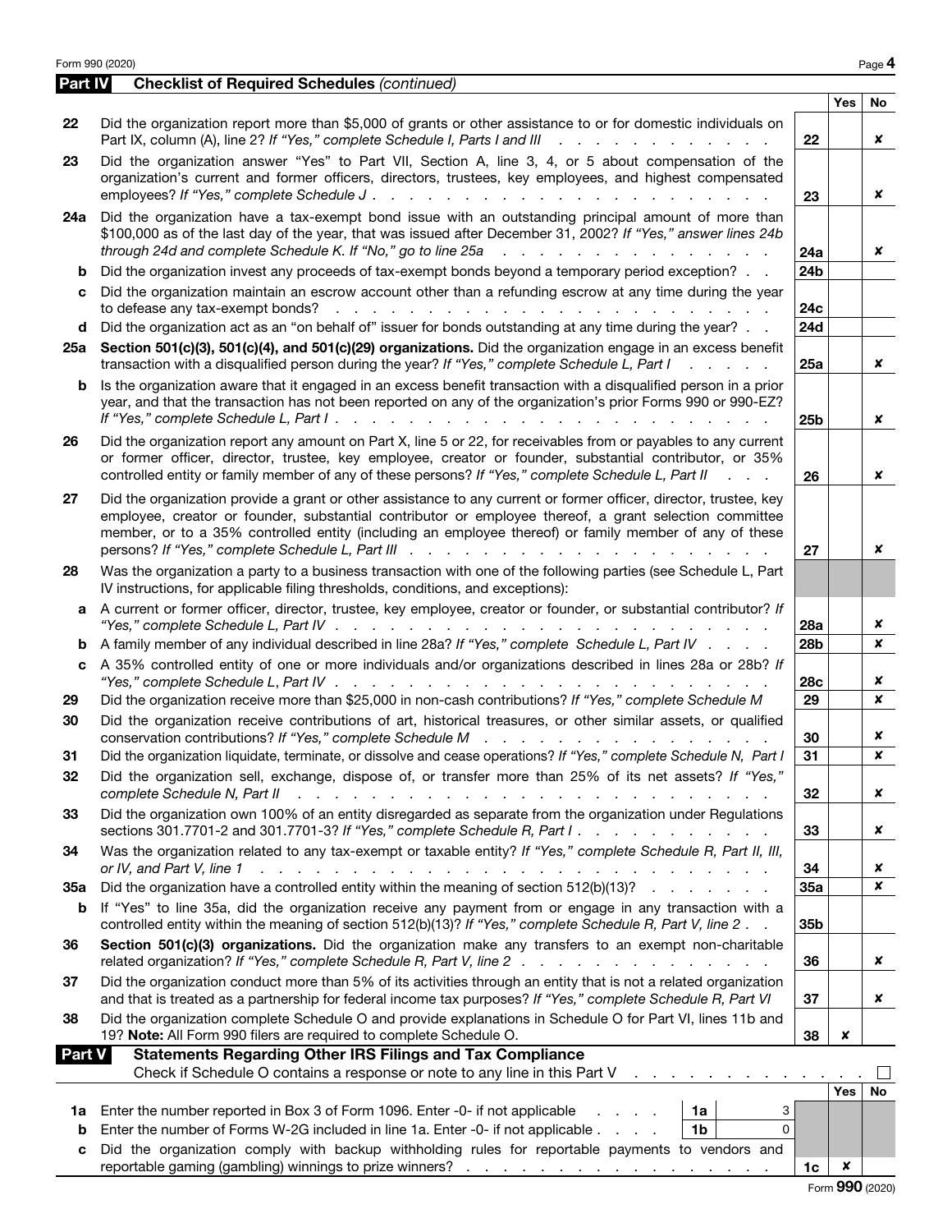Form 990 (2020) Page 4

## Part IV Checklist of Required Schedules *(continued)*

| | | | Yes | No |
|---|---|---|---|---|
| 22 | Did the organization report more than $5,000 of grants or other assistance to or for domestic individuals on Part IX, column (A), line 2? *If "Yes," complete Schedule I, Parts I and III* | 22 | | ✘ |
| 23 | Did the organization answer "Yes" to Part VII, Section A, line 3, 4, or 5 about compensation of the organization's current and former officers, directors, trustees, key employees, and highest compensated employees? *If "Yes," complete Schedule J* | 23 | | ✘ |
| 24a | Did the organization have a tax-exempt bond issue with an outstanding principal amount of more than $100,000 as of the last day of the year, that was issued after December 31, 2002? *If "Yes," answer lines 24b through 24d and complete Schedule K. If "No," go to line 25a* | 24a | | ✘ |
| b | Did the organization invest any proceeds of tax-exempt bonds beyond a temporary period exception? | 24b | | |
| c | Did the organization maintain an escrow account other than a refunding escrow at any time during the year to defease any tax-exempt bonds? | 24c | | |
| d | Did the organization act as an "on behalf of" issuer for bonds outstanding at any time during the year? | 24d | | |
| 25a | **Section 501(c)(3), 501(c)(4), and 501(c)(29) organizations.** Did the organization engage in an excess benefit transaction with a disqualified person during the year? *If "Yes," complete Schedule L, Part I* | 25a | | ✘ |
| b | Is the organization aware that it engaged in an excess benefit transaction with a disqualified person in a prior year, and that the transaction has not been reported on any of the organization's prior Forms 990 or 990-EZ? *If "Yes," complete Schedule L, Part I* | 25b | | ✘ |
| 26 | Did the organization report any amount on Part X, line 5 or 22, for receivables from or payables to any current or former officer, director, trustee, key employee, creator or founder, substantial contributor, or 35% controlled entity or family member of any of these persons? *If "Yes," complete Schedule L, Part II* | 26 | | ✘ |
| 27 | Did the organization provide a grant or other assistance to any current or former officer, director, trustee, key employee, creator or founder, substantial contributor or employee thereof, a grant selection committee member, or to a 35% controlled entity (including an employee thereof) or family member of any of these persons? *If "Yes," complete Schedule L, Part III* | 27 | | ✘ |
| 28 | Was the organization a party to a business transaction with one of the following parties (see Schedule L, Part IV instructions, for applicable filing thresholds, conditions, and exceptions): | | | |
| a | A current or former officer, director, trustee, key employee, creator or founder, or substantial contributor? *If "Yes," complete Schedule L, Part IV* | 28a | | ✘ |
| b | A family member of any individual described in line 28a? *If "Yes," complete Schedule L, Part IV* | 28b | | ✘ |
| c | A 35% controlled entity of one or more individuals and/or organizations described in lines 28a or 28b? *If "Yes," complete Schedule L, Part IV* | 28c | | ✘ |
| 29 | Did the organization receive more than $25,000 in non-cash contributions? *If "Yes," complete Schedule M* | 29 | | ✘ |
| 30 | Did the organization receive contributions of art, historical treasures, or other similar assets, or qualified conservation contributions? *If "Yes," complete Schedule M* | 30 | | ✘ |
| 31 | Did the organization liquidate, terminate, or dissolve and cease operations? *If "Yes," complete Schedule N, Part I* | 31 | | ✘ |
| 32 | Did the organization sell, exchange, dispose of, or transfer more than 25% of its net assets? *If "Yes," complete Schedule N, Part II* | 32 | | ✘ |
| 33 | Did the organization own 100% of an entity disregarded as separate from the organization under Regulations sections 301.7701-2 and 301.7701-3? *If "Yes," complete Schedule R, Part I* | 33 | | ✘ |
| 34 | Was the organization related to any tax-exempt or taxable entity? *If "Yes," complete Schedule R, Part II, III, or IV, and Part V, line 1* | 34 | | ✘ |
| 35a | Did the organization have a controlled entity within the meaning of section 512(b)(13)? | 35a | | ✘ |
| b | If "Yes" to line 35a, did the organization receive any payment from or engage in any transaction with a controlled entity within the meaning of section 512(b)(13)? *If "Yes," complete Schedule R, Part V, line 2* | 35b | | |
| 36 | **Section 501(c)(3) organizations.** Did the organization make any transfers to an exempt non-charitable related organization? *If "Yes," complete Schedule R, Part V, line 2* | 36 | | ✘ |
| 37 | Did the organization conduct more than 5% of its activities through an entity that is not a related organization and that is treated as a partnership for federal income tax purposes? *If "Yes," complete Schedule R, Part VI* | 37 | | ✘ |
| 38 | Did the organization complete Schedule O and provide explanations in Schedule O for Part VI, lines 11b and 19? **Note:** All Form 990 filers are required to complete Schedule O. | 38 | ✘ | |

## Part V Statements Regarding Other IRS Filings and Tax Compliance

Check if Schedule O contains a response or note to any line in this Part V ☐

| | | | | | Yes | No |
|---|---|---|---|---|---|---|
| 1a | Enter the number reported in Box 3 of Form 1096. Enter -0- if not applicable | 1a | 3 | | | |
| b | Enter the number of Forms W-2G included in line 1a. Enter -0- if not applicable | 1b | 0 | | | |
| c | Did the organization comply with backup withholding rules for reportable payments to vendors and reportable gaming (gambling) winnings to prize winners? | | | 1c | ✘ | |

Form **990** (2020)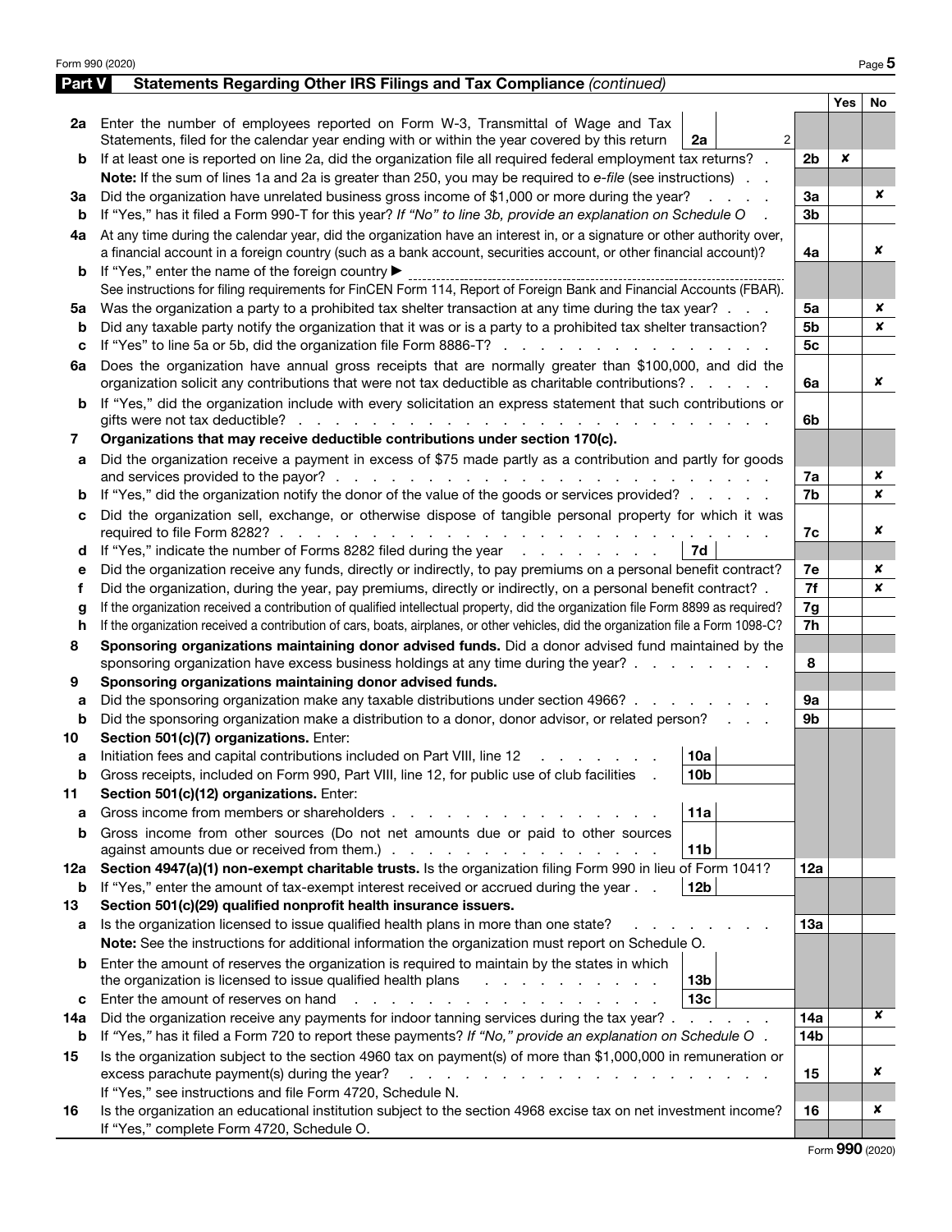## Part V Statements Regarding Other IRS Filings and Tax Compliance *(continued)*

| | | | | Yes | No |
|---|---|---|---|---|---|
| **2a** | Enter the number of employees reported on Form W-3, Transmittal of Wage and Tax Statements, filed for the calendar year ending with or within the year covered by this return | 2a: 2 | | | |
| **b** | If at least one is reported on line 2a, did the organization file all required federal employment tax returns? | | 2b | ✘ | |
| | **Note:** If the sum of lines 1a and 2a is greater than 250, you may be required to *e-file* (see instructions) | | | | |
| **3a** | Did the organization have unrelated business gross income of $1,000 or more during the year? | | 3a | | ✘ |
| **b** | If "Yes," has it filed a Form 990-T for this year? *If "No" to line 3b, provide an explanation on Schedule O* | | 3b | | |
| **4a** | At any time during the calendar year, did the organization have an interest in, or a signature or other authority over, a financial account in a foreign country (such as a bank account, securities account, or other financial account)? | | 4a | | ✘ |
| **b** | If "Yes," enter the name of the foreign country ▶ | | | | |
| | See instructions for filing requirements for FinCEN Form 114, Report of Foreign Bank and Financial Accounts (FBAR). | | | | |
| **5a** | Was the organization a party to a prohibited tax shelter transaction at any time during the tax year? | | 5a | | ✘ |
| **b** | Did any taxable party notify the organization that it was or is a party to a prohibited tax shelter transaction? | | 5b | | ✘ |
| **c** | If "Yes" to line 5a or 5b, did the organization file Form 8886-T? | | 5c | | |
| **6a** | Does the organization have annual gross receipts that are normally greater than $100,000, and did the organization solicit any contributions that were not tax deductible as charitable contributions? | | 6a | | ✘ |
| **b** | If "Yes," did the organization include with every solicitation an express statement that such contributions or gifts were not tax deductible? | | 6b | | |
| **7** | **Organizations that may receive deductible contributions under section 170(c).** | | | | |
| **a** | Did the organization receive a payment in excess of $75 made partly as a contribution and partly for goods and services provided to the payor? | | 7a | | ✘ |
| **b** | If "Yes," did the organization notify the donor of the value of the goods or services provided? | | 7b | | ✘ |
| **c** | Did the organization sell, exchange, or otherwise dispose of tangible personal property for which it was required to file Form 8282? | | 7c | | ✘ |
| **d** | If "Yes," indicate the number of Forms 8282 filed during the year | 7d | | | |
| **e** | Did the organization receive any funds, directly or indirectly, to pay premiums on a personal benefit contract? | | 7e | | ✘ |
| **f** | Did the organization, during the year, pay premiums, directly or indirectly, on a personal benefit contract? | | 7f | | ✘ |
| **g** | If the organization received a contribution of qualified intellectual property, did the organization file Form 8899 as required? | | 7g | | |
| **h** | If the organization received a contribution of cars, boats, airplanes, or other vehicles, did the organization file a Form 1098-C? | | 7h | | |
| **8** | **Sponsoring organizations maintaining donor advised funds.** Did a donor advised fund maintained by the sponsoring organization have excess business holdings at any time during the year? | | 8 | | |
| **9** | **Sponsoring organizations maintaining donor advised funds.** | | | | |
| **a** | Did the sponsoring organization make any taxable distributions under section 4966? | | 9a | | |
| **b** | Did the sponsoring organization make a distribution to a donor, donor advisor, or related person? | | 9b | | |
| **10** | **Section 501(c)(7) organizations.** Enter: | | | | |
| **a** | Initiation fees and capital contributions included on Part VIII, line 12 | 10a | | | |
| **b** | Gross receipts, included on Form 990, Part VIII, line 12, for public use of club facilities | 10b | | | |
| **11** | **Section 501(c)(12) organizations.** Enter: | | | | |
| **a** | Gross income from members or shareholders | 11a | | | |
| **b** | Gross income from other sources (Do not net amounts due or paid to other sources against amounts due or received from them.) | 11b | | | |
| **12a** | **Section 4947(a)(1) non-exempt charitable trusts.** Is the organization filing Form 990 in lieu of Form 1041? | | 12a | | |
| **b** | If "Yes," enter the amount of tax-exempt interest received or accrued during the year | 12b | | | |
| **13** | **Section 501(c)(29) qualified nonprofit health insurance issuers.** | | | | |
| **a** | Is the organization licensed to issue qualified health plans in more than one state? | | 13a | | |
| | **Note:** See the instructions for additional information the organization must report on Schedule O. | | | | |
| **b** | Enter the amount of reserves the organization is required to maintain by the states in which the organization is licensed to issue qualified health plans | 13b | | | |
| **c** | Enter the amount of reserves on hand | 13c | | | |
| **14a** | Did the organization receive any payments for indoor tanning services during the tax year? | | 14a | | ✘ |
| **b** | If "Yes," has it filed a Form 720 to report these payments? *If "No," provide an explanation on Schedule O* | | 14b | | |
| **15** | Is the organization subject to the section 4960 tax on payment(s) of more than $1,000,000 in remuneration or excess parachute payment(s) during the year? | | 15 | | ✘ |
| | If "Yes," see instructions and file Form 4720, Schedule N. | | | | |
| **16** | Is the organization an educational institution subject to the section 4968 excise tax on net investment income? | | 16 | | ✘ |
| | If "Yes," complete Form 4720, Schedule O. | | | | |

Form **990** (2020)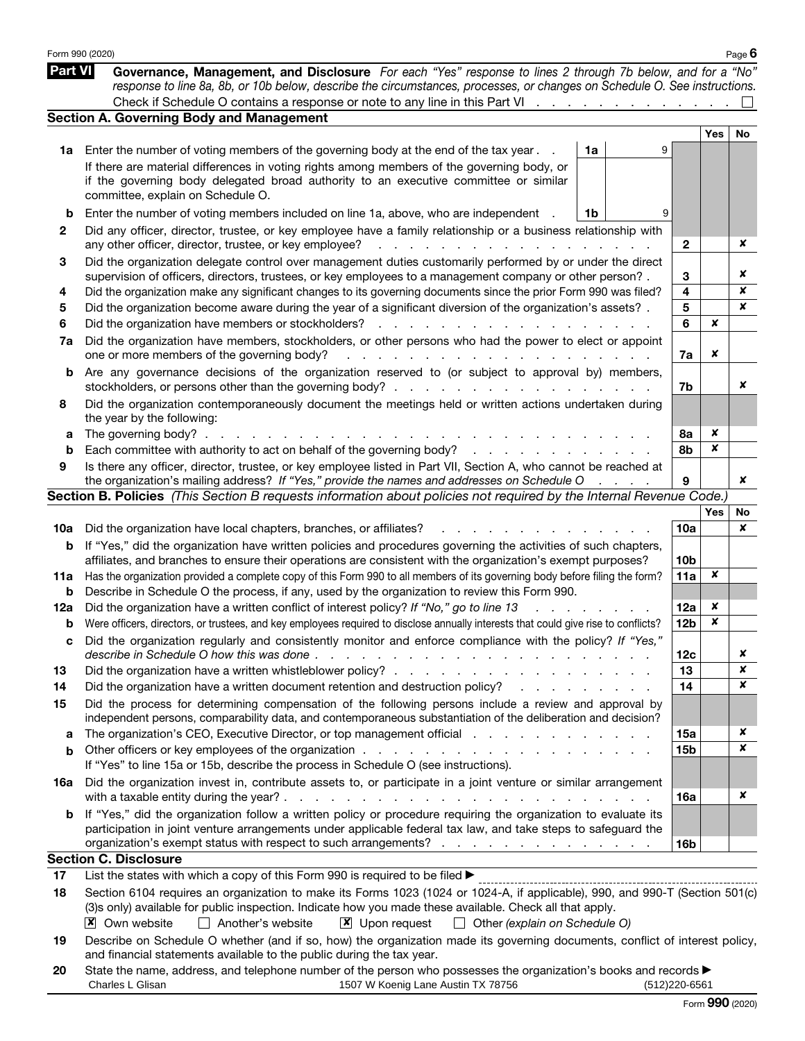Form 990 (2020) Page **6**

## Part VI Governance, Management, and Disclosure

*For each "Yes" response to lines 2 through 7b below, and for a "No" response to line 8a, 8b, or 10b below, describe the circumstances, processes, or changes on Schedule O. See instructions.*

Check if Schedule O contains a response or note to any line in this Part VI . . . . . . . . . . . . . . ☐

### Section A. Governing Body and Management

| | | | | | Yes | No |
|---|---|---|---|---|---|---|
| **1a** | Enter the number of voting members of the governing body at the end of the tax year . . If there are material differences in voting rights among members of the governing body, or if the governing body delegated broad authority to an executive committee or similar committee, explain on Schedule O. | 1a | 9 | | | |
| **b** | Enter the number of voting members included on line 1a, above, who are independent . | 1b | 9 | | | |
| **2** | Did any officer, director, trustee, or key employee have a family relationship or a business relationship with any other officer, director, trustee, or key employee? | | | 2 | | ✘ |
| **3** | Did the organization delegate control over management duties customarily performed by or under the direct supervision of officers, directors, trustees, or key employees to a management company or other person? . | | | 3 | | ✘ |
| **4** | Did the organization make any significant changes to its governing documents since the prior Form 990 was filed? | | | 4 | | ✘ |
| **5** | Did the organization become aware during the year of a significant diversion of the organization's assets? . | | | 5 | | ✘ |
| **6** | Did the organization have members or stockholders? | | | 6 | ✘ | |
| **7a** | Did the organization have members, stockholders, or other persons who had the power to elect or appoint one or more members of the governing body? | | | 7a | ✘ | |
| **b** | Are any governance decisions of the organization reserved to (or subject to approval by) members, stockholders, or persons other than the governing body? | | | 7b | | ✘ |
| **8** | Did the organization contemporaneously document the meetings held or written actions undertaken during the year by the following: | | | | | |
| **a** | The governing body? | | | 8a | ✘ | |
| **b** | Each committee with authority to act on behalf of the governing body? | | | 8b | ✘ | |
| **9** | Is there any officer, director, trustee, or key employee listed in Part VII, Section A, who cannot be reached at the organization's mailing address? *If "Yes," provide the names and addresses on Schedule O* | | | 9 | | ✘ |

### Section B. Policies *(This Section B requests information about policies not required by the Internal Revenue Code.)*

| | | | Yes | No |
|---|---|---|---|---|
| **10a** | Did the organization have local chapters, branches, or affiliates? | 10a | | ✘ |
| **b** | If "Yes," did the organization have written policies and procedures governing the activities of such chapters, affiliates, and branches to ensure their operations are consistent with the organization's exempt purposes? | 10b | | |
| **11a** | Has the organization provided a complete copy of this Form 990 to all members of its governing body before filing the form? | 11a | ✘ | |
| **b** | Describe in Schedule O the process, if any, used by the organization to review this Form 990. | | | |
| **12a** | Did the organization have a written conflict of interest policy? *If "No," go to line 13* | 12a | ✘ | |
| **b** | Were officers, directors, or trustees, and key employees required to disclose annually interests that could give rise to conflicts? | 12b | ✘ | |
| **c** | Did the organization regularly and consistently monitor and enforce compliance with the policy? *If "Yes," describe in Schedule O how this was done* | 12c | | ✘ |
| **13** | Did the organization have a written whistleblower policy? | 13 | | ✘ |
| **14** | Did the organization have a written document retention and destruction policy? | 14 | | ✘ |
| **15** | Did the process for determining compensation of the following persons include a review and approval by independent persons, comparability data, and contemporaneous substantiation of the deliberation and decision? | | | |
| **a** | The organization's CEO, Executive Director, or top management official | 15a | | ✘ |
| **b** | Other officers or key employees of the organization. If "Yes" to line 15a or 15b, describe the process in Schedule O (see instructions). | 15b | | ✘ |
| **16a** | Did the organization invest in, contribute assets to, or participate in a joint venture or similar arrangement with a taxable entity during the year? | 16a | | ✘ |
| **b** | If "Yes," did the organization follow a written policy or procedure requiring the organization to evaluate its participation in joint venture arrangements under applicable federal tax law, and take steps to safeguard the organization's exempt status with respect to such arrangements? | 16b | | |

### Section C. Disclosure

**17** List the states with which a copy of this Form 990 is required to be filed ▶

**18** Section 6104 requires an organization to make its Forms 1023 (1024 or 1024-A, if applicable), 990, and 990-T (Section 501(c)(3)s only) available for public inspection. Indicate how you made these available. Check all that apply.

☒ Own website ☐ Another's website ☒ Upon request ☐ Other *(explain on Schedule O)*

**19** Describe on Schedule O whether (and if so, how) the organization made its governing documents, conflict of interest policy, and financial statements available to the public during the tax year.

**20** State the name, address, and telephone number of the person who possesses the organization's books and records ▶

Charles L Glisan 1507 W Koenig Lane Austin TX 78756 (512)220-6561

Form **990** (2020)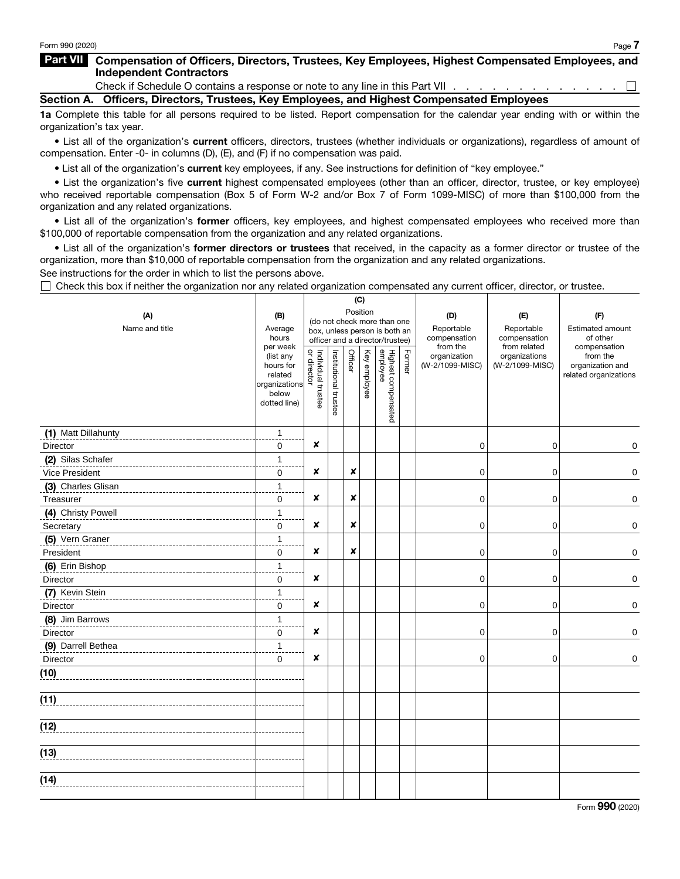## Part VII Compensation of Officers, Directors, Trustees, Key Employees, Highest Compensated Employees, and Independent Contractors

Check if Schedule O contains a response or note to any line in this Part VII . . . . . . . . . . . . . . ☐

### Section A. Officers, Directors, Trustees, Key Employees, and Highest Compensated Employees

**1a** Complete this table for all persons required to be listed. Report compensation for the calendar year ending with or within the organization's tax year.

• List all of the organization's **current** officers, directors, trustees (whether individuals or organizations), regardless of amount of compensation. Enter -0- in columns (D), (E), and (F) if no compensation was paid.

• List all of the organization's **current** key employees, if any. See instructions for definition of "key employee."

• List the organization's five **current** highest compensated employees (other than an officer, director, trustee, or key employee) who received reportable compensation (Box 5 of Form W-2 and/or Box 7 of Form 1099-MISC) of more than $100,000 from the organization and any related organizations.

• List all of the organization's **former** officers, key employees, and highest compensated employees who received more than $100,000 of reportable compensation from the organization and any related organizations.

• List all of the organization's **former directors or trustees** that received, in the capacity as a former director or trustee of the organization, more than $10,000 of reportable compensation from the organization and any related organizations.

See instructions for the order in which to list the persons above.

☐ Check this box if neither the organization nor any related organization compensated any current officer, director, or trustee.

| (A) Name and title | (B) Average hours per week (list any hours for related organizations below dotted line) | (C) Position (do not check more than one box, unless person is both an officer and a director/trustee) | | | | | | (D) Reportable compensation from the organization (W-2/1099-MISC) | (E) Reportable compensation from related organizations (W-2/1099-MISC) | (F) Estimated amount of other compensation from the organization and related organizations |
|---|---|---|---|---|---|---|---|---|---|---|
| | | Individual trustee or director | Institutional trustee | Officer | Key employee | Highest compensated employee | Former | | | |
| (1) Matt Dillahunty<br>Director | 1<br>0 | ✘ | | | | | | 0 | 0 | 0 |
| (2) Silas Schafer<br>Vice President | 1<br>0 | ✘ | | ✘ | | | | 0 | 0 | 0 |
| (3) Charles Glisan<br>Treasurer | 1<br>0 | ✘ | | ✘ | | | | 0 | 0 | 0 |
| (4) Christy Powell<br>Secretary | 1<br>0 | ✘ | | ✘ | | | | 0 | 0 | 0 |
| (5) Vern Graner<br>President | 1<br>0 | ✘ | | ✘ | | | | 0 | 0 | 0 |
| (6) Erin Bishop<br>Director | 1<br>0 | ✘ | | | | | | 0 | 0 | 0 |
| (7) Kevin Stein<br>Director | 1<br>0 | ✘ | | | | | | 0 | 0 | 0 |
| (8) Jim Barrows<br>Director | 1<br>0 | ✘ | | | | | | 0 | 0 | 0 |
| (9) Darrell Bethea<br>Director | 1<br>0 | ✘ | | | | | | 0 | 0 | 0 |
| (10) | | | | | | | | | | |
| (11) | | | | | | | | | | |
| (12) | | | | | | | | | | |
| (13) | | | | | | | | | | |
| (14) | | | | | | | | | | |

Form **990** (2020)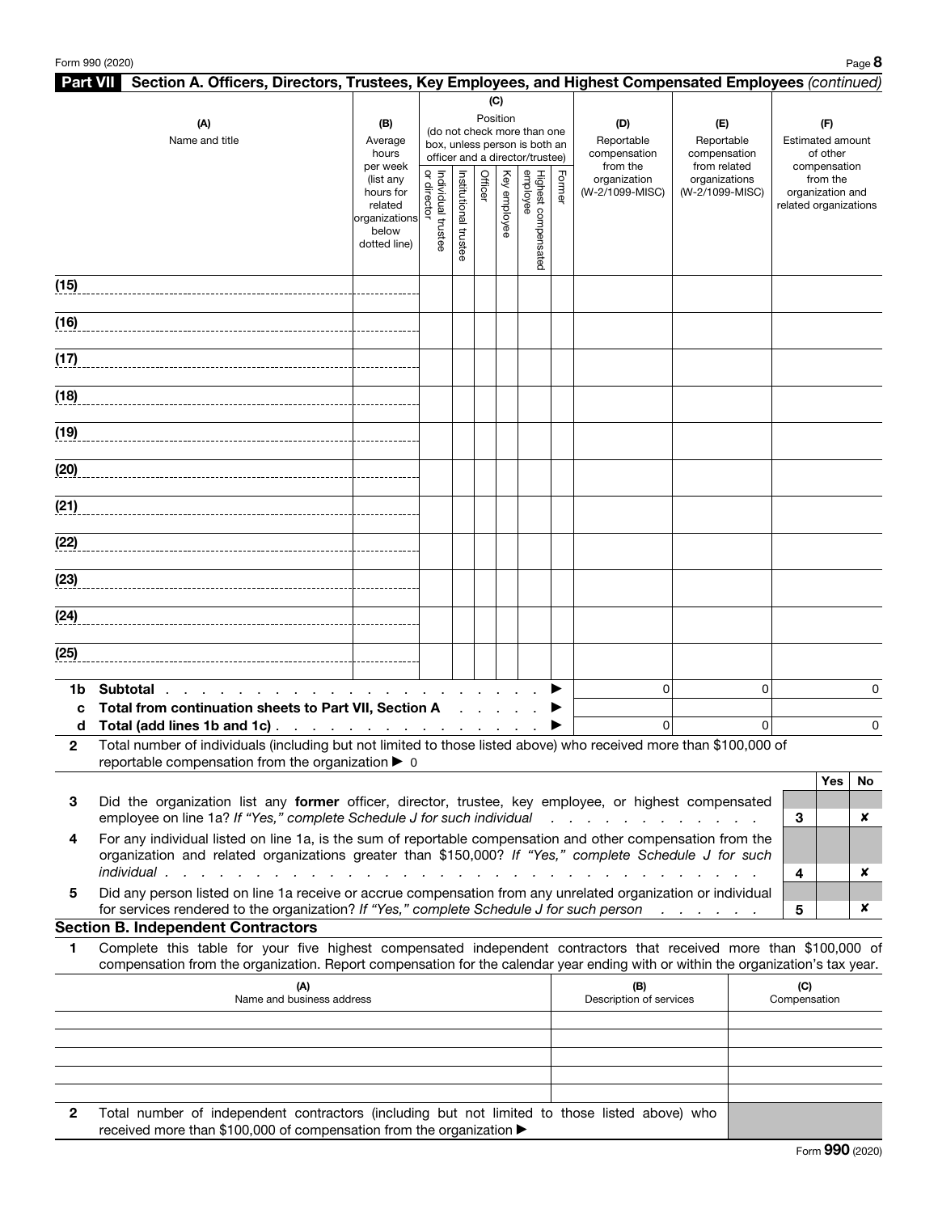## Part VII Section A. Officers, Directors, Trustees, Key Employees, and Highest Compensated Employees *(continued)*

| (A) Name and title | (B) Average hours per week (list any hours for related organizations below dotted line) | (C) Position (do not check more than one box, unless person is both an officer and a director/trustee) Individual trustee or director | Institutional trustee | Officer | Key employee | Highest compensated employee | Former | (D) Reportable compensation from the organization (W-2/1099-MISC) | (E) Reportable compensation from related organizations (W-2/1099-MISC) | (F) Estimated amount of other compensation from the organization and related organizations |
|---|---|---|---|---|---|---|---|---|---|---|
| (15) | | | | | | | | | | |
| (16) | | | | | | | | | | |
| (17) | | | | | | | | | | |
| (18) | | | | | | | | | | |
| (19) | | | | | | | | | | |
| (20) | | | | | | | | | | |
| (21) | | | | | | | | | | |
| (22) | | | | | | | | | | |
| (23) | | | | | | | | | | |
| (24) | | | | | | | | | | |
| (25) | | | | | | | | | | |
| **1b Subtotal** ▶ | | | | | | | | 0 | 0 | 0 |
| **c Total from continuation sheets to Part VII, Section A** ▶ | | | | | | | | | | |
| **d Total (add lines 1b and 1c)** ▶ | | | | | | | | 0 | 0 | 0 |

**2** Total number of individuals (including but not limited to those listed above) who received more than $100,000 of reportable compensation from the organization ▶ 0

| | | | Yes | No |
|---|---|---|---|---|
| 3 | Did the organization list any **former** officer, director, trustee, key employee, or highest compensated employee on line 1a? *If "Yes," complete Schedule J for such individual* | 3 | | ✘ |
| 4 | For any individual listed on line 1a, is the sum of reportable compensation and other compensation from the organization and related organizations greater than $150,000? *If "Yes," complete Schedule J for such individual* | 4 | | ✘ |
| 5 | Did any person listed on line 1a receive or accrue compensation from any unrelated organization or individual for services rendered to the organization? *If "Yes," complete Schedule J for such person* | 5 | | ✘ |

### Section B. Independent Contractors

**1** Complete this table for your five highest compensated independent contractors that received more than $100,000 of compensation from the organization. Report compensation for the calendar year ending with or within the organization's tax year.

| (A) Name and business address | (B) Description of services | (C) Compensation |
|---|---|---|
| | | |
| | | |
| | | |
| | | |
| | | |

**2** Total number of independent contractors (including but not limited to those listed above) who received more than $100,000 of compensation from the organization ▶

Form **990** (2020)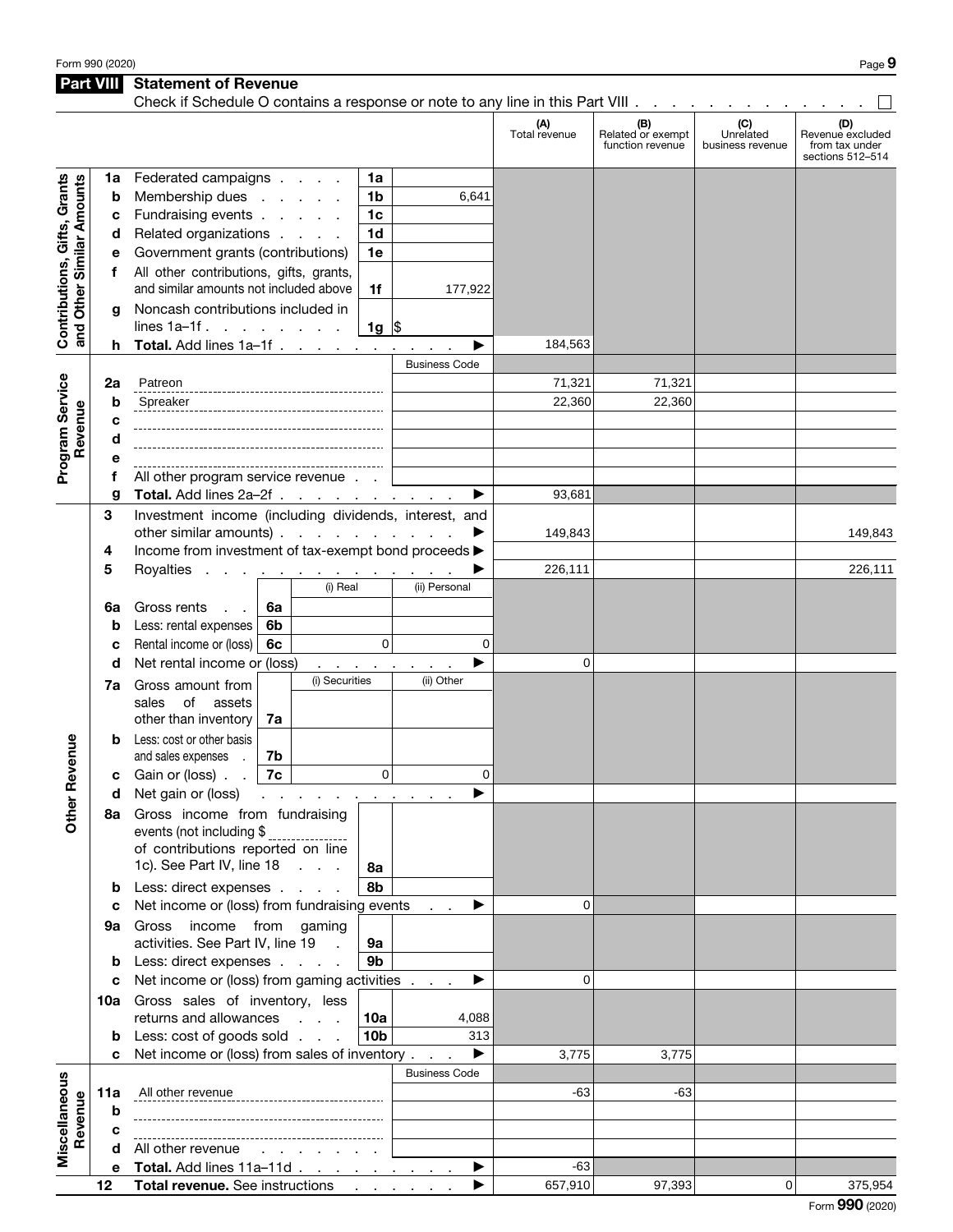## Part VIII Statement of Revenue

Check if Schedule O contains a response or note to any line in this Part VIII . . . . . . . . . . . . . . ☐

| | | | | (A) Total revenue | (B) Related or exempt function revenue | (C) Unrelated business revenue | (D) Revenue excluded from tax under sections 512–514 |
|---|---|---|---|---|---|---|---|
| **Contributions, Gifts, Grants and Other Similar Amounts** | **1a** Federated campaigns | 1a | | | | | |
| | **b** Membership dues | 1b | 6,641 | | | | |
| | **c** Fundraising events | 1c | | | | | |
| | **d** Related organizations | 1d | | | | | |
| | **e** Government grants (contributions) | 1e | | | | | |
| | **f** All other contributions, gifts, grants, and similar amounts not included above | 1f | 177,922 | | | | |
| | **g** Noncash contributions included in lines 1a–1f | 1g | $ | | | | |
| | **h Total.** Add lines 1a–1f ▶ | | | 184,563 | | | |
| **Program Service Revenue** | | | Business Code | | | | |
| | **2a** Patreon | | | 71,321 | 71,321 | | |
| | **b** Spreaker | | | 22,360 | 22,360 | | |
| | **c** | | | | | | |
| | **d** | | | | | | |
| | **e** | | | | | | |
| | **f** All other program service revenue | | | | | | |
| | **g Total.** Add lines 2a–2f ▶ | | | 93,681 | | | |
| **Other Revenue** | **3** Investment income (including dividends, interest, and other similar amounts) ▶ | | | 149,843 | | | 149,843 |
| | **4** Income from investment of tax-exempt bond proceeds ▶ | | | | | | |
| | **5** Royalties ▶ | | | 226,111 | | | 226,111 |
| | | (i) Real | (ii) Personal | | | | |
| | **6a** Gross rents (6a) | | | | | | |
| | **b** Less: rental expenses (6b) | | | | | | |
| | **c** Rental income or (loss) (6c) | 0 | 0 | | | | |
| | **d** Net rental income or (loss) ▶ | | | 0 | | | |
| | | (i) Securities | (ii) Other | | | | |
| | **7a** Gross amount from sales of assets other than inventory (7a) | | | | | | |
| | **b** Less: cost or other basis and sales expenses (7b) | | | | | | |
| | **c** Gain or (loss) (7c) | 0 | 0 | | | | |
| | **d** Net gain or (loss) ▶ | | | | | | |
| | **8a** Gross income from fundraising events (not including $ ______ of contributions reported on line 1c). See Part IV, line 18 | 8a | | | | | |
| | **b** Less: direct expenses | 8b | | | | | |
| | **c** Net income or (loss) from fundraising events ▶ | | | 0 | | | |
| | **9a** Gross income from gaming activities. See Part IV, line 19 | 9a | | | | | |
| | **b** Less: direct expenses | 9b | | | | | |
| | **c** Net income or (loss) from gaming activities ▶ | | | 0 | | | |
| | **10a** Gross sales of inventory, less returns and allowances | 10a | 4,088 | | | | |
| | **b** Less: cost of goods sold | 10b | 313 | | | | |
| | **c** Net income or (loss) from sales of inventory ▶ | | | 3,775 | 3,775 | | |
| **Miscellaneous Revenue** | | | Business Code | | | | |
| | **11a** All other revenue | | | -63 | -63 | | |
| | **b** | | | | | | |
| | **c** | | | | | | |
| | **d** All other revenue | | | | | | |
| | **e Total.** Add lines 11a–11d ▶ | | | -63 | | | |
| | **12 Total revenue.** See instructions ▶ | | | 657,910 | 97,393 | 0 | 375,954 |

Form **990** (2020)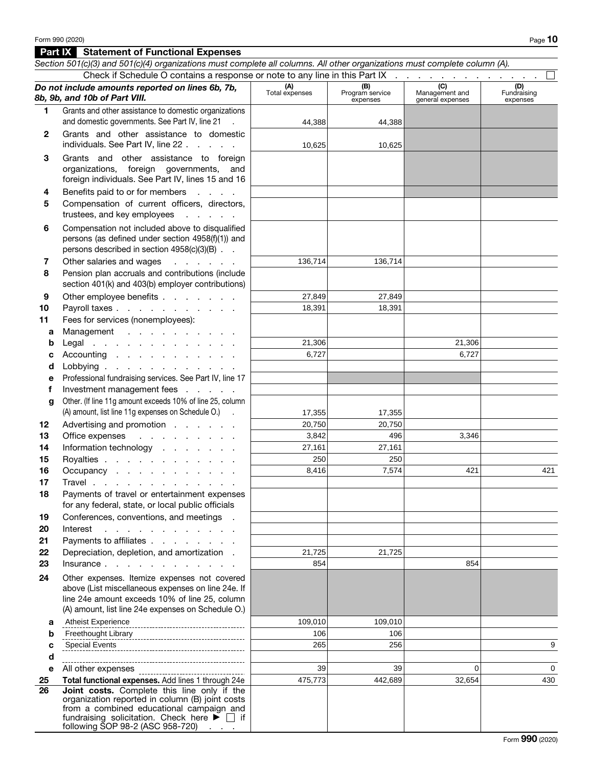## Part IX Statement of Functional Expenses

*Section 501(c)(3) and 501(c)(4) organizations must complete all columns. All other organizations must complete column (A).*

Check if Schedule O contains a response or note to any line in this Part IX . . . . . . . . . . . . . ☐

| *Do not include amounts reported on lines 6b, 7b, 8b, 9b, and 10b of Part VIII.* | (A) Total expenses | (B) Program service expenses | (C) Management and general expenses | (D) Fundraising expenses |
|---|---|---|---|---|
| **1** Grants and other assistance to domestic organizations and domestic governments. See Part IV, line 21 | 44,388 | 44,388 | | |
| **2** Grants and other assistance to domestic individuals. See Part IV, line 22 | 10,625 | 10,625 | | |
| **3** Grants and other assistance to foreign organizations, foreign governments, and foreign individuals. See Part IV, lines 15 and 16 | | | | |
| **4** Benefits paid to or for members | | | | |
| **5** Compensation of current officers, directors, trustees, and key employees | | | | |
| **6** Compensation not included above to disqualified persons (as defined under section 4958(f)(1)) and persons described in section 4958(c)(3)(B) | | | | |
| **7** Other salaries and wages | 136,714 | 136,714 | | |
| **8** Pension plan accruals and contributions (include section 401(k) and 403(b) employer contributions) | | | | |
| **9** Other employee benefits | 27,849 | 27,849 | | |
| **10** Payroll taxes | 18,391 | 18,391 | | |
| **11** Fees for services (nonemployees): | | | | |
| **a** Management | | | | |
| **b** Legal | 21,306 | | 21,306 | |
| **c** Accounting | 6,727 | | 6,727 | |
| **d** Lobbying | | | | |
| **e** Professional fundraising services. See Part IV, line 17 | | | | |
| **f** Investment management fees | | | | |
| **g** Other. (If line 11g amount exceeds 10% of line 25, column (A) amount, list line 11g expenses on Schedule O.) | 17,355 | 17,355 | | |
| **12** Advertising and promotion | 20,750 | 20,750 | | |
| **13** Office expenses | 3,842 | 496 | 3,346 | |
| **14** Information technology | 27,161 | 27,161 | | |
| **15** Royalties | 250 | 250 | | |
| **16** Occupancy | 8,416 | 7,574 | 421 | 421 |
| **17** Travel | | | | |
| **18** Payments of travel or entertainment expenses for any federal, state, or local public officials | | | | |
| **19** Conferences, conventions, and meetings | | | | |
| **20** Interest | | | | |
| **21** Payments to affiliates | | | | |
| **22** Depreciation, depletion, and amortization | 21,725 | 21,725 | | |
| **23** Insurance | 854 | | 854 | |
| **24** Other expenses. Itemize expenses not covered above (List miscellaneous expenses on line 24e. If line 24e amount exceeds 10% of line 25, column (A) amount, list line 24e expenses on Schedule O.) | | | | |
| **a** Atheist Experience | 109,010 | 109,010 | | |
| **b** Freethought Library | 106 | 106 | | |
| **c** Special Events | 265 | 256 | | 9 |
| **d** | | | | |
| **e** All other expenses | 39 | 39 | 0 | 0 |
| **25** **Total functional expenses.** Add lines 1 through 24e | 475,773 | 442,689 | 32,654 | 430 |
| **26** **Joint costs.** Complete this line only if the organization reported in column (B) joint costs from a combined educational campaign and fundraising solicitation. Check here ▶ ☐ if following SOP 98-2 (ASC 958-720) | | | | |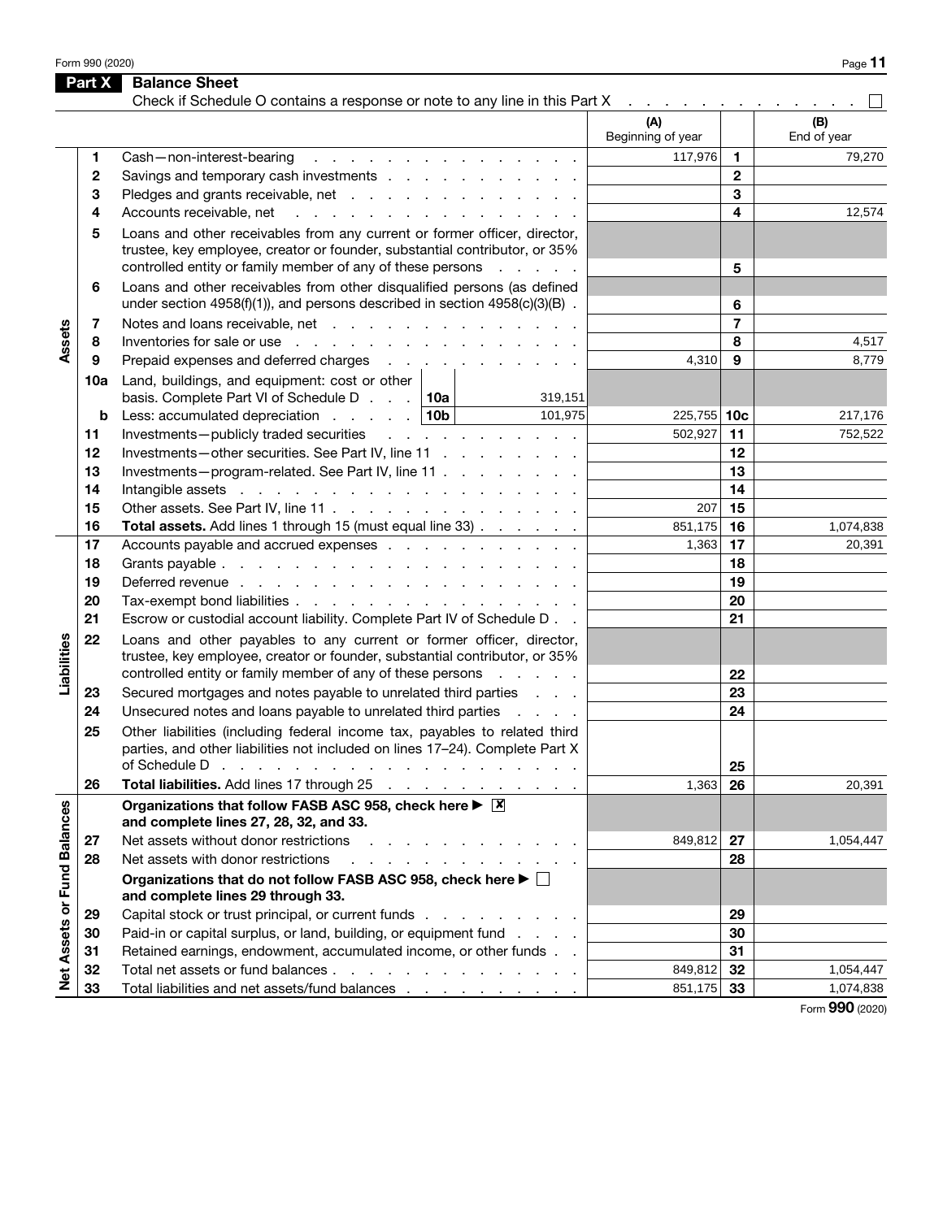## Part X Balance Sheet

Check if Schedule O contains a response or note to any line in this Part X . . . . . . . . . . . . . . ☐

| | | | (A) Beginning of year | | (B) End of year |
|---|---|---|---|---|---|
| **Assets** | 1 | Cash—non-interest-bearing | 117,976 | 1 | 79,270 |
| | 2 | Savings and temporary cash investments | | 2 | |
| | 3 | Pledges and grants receivable, net | | 3 | |
| | 4 | Accounts receivable, net | | 4 | 12,574 |
| | 5 | Loans and other receivables from any current or former officer, director, trustee, key employee, creator or founder, substantial contributor, or 35% controlled entity or family member of any of these persons | | 5 | |
| | 6 | Loans and other receivables from other disqualified persons (as defined under section 4958(f)(1)), and persons described in section 4958(c)(3)(B) | | 6 | |
| | 7 | Notes and loans receivable, net | | 7 | |
| | 8 | Inventories for sale or use | | 8 | 4,517 |
| | 9 | Prepaid expenses and deferred charges | 4,310 | 9 | 8,779 |
| | 10a | Land, buildings, and equipment: cost or other basis. Complete Part VI of Schedule D . . . 10a 319,151 | | | |
| | b | Less: accumulated depreciation . . . 10b 101,975 | 225,755 | 10c | 217,176 |
| | 11 | Investments—publicly traded securities | 502,927 | 11 | 752,522 |
| | 12 | Investments—other securities. See Part IV, line 11 | | 12 | |
| | 13 | Investments—program-related. See Part IV, line 11 | | 13 | |
| | 14 | Intangible assets | | 14 | |
| | 15 | Other assets. See Part IV, line 11 | 207 | 15 | |
| | 16 | **Total assets.** Add lines 1 through 15 (must equal line 33) | 851,175 | 16 | 1,074,838 |
| **Liabilities** | 17 | Accounts payable and accrued expenses | 1,363 | 17 | 20,391 |
| | 18 | Grants payable | | 18 | |
| | 19 | Deferred revenue | | 19 | |
| | 20 | Tax-exempt bond liabilities | | 20 | |
| | 21 | Escrow or custodial account liability. Complete Part IV of Schedule D | | 21 | |
| | 22 | Loans and other payables to any current or former officer, director, trustee, key employee, creator or founder, substantial contributor, or 35% controlled entity or family member of any of these persons | | 22 | |
| | 23 | Secured mortgages and notes payable to unrelated third parties | | 23 | |
| | 24 | Unsecured notes and loans payable to unrelated third parties | | 24 | |
| | 25 | Other liabilities (including federal income tax, payables to related third parties, and other liabilities not included on lines 17–24). Complete Part X of Schedule D | | 25 | |
| | 26 | **Total liabilities.** Add lines 17 through 25 | 1,363 | 26 | 20,391 |
| **Net Assets or Fund Balances** | | **Organizations that follow FASB ASC 958, check here ▶ ☒ and complete lines 27, 28, 32, and 33.** | | | |
| | 27 | Net assets without donor restrictions | 849,812 | 27 | 1,054,447 |
| | 28 | Net assets with donor restrictions | | 28 | |
| | | **Organizations that do not follow FASB ASC 958, check here ▶ ☐ and complete lines 29 through 33.** | | | |
| | 29 | Capital stock or trust principal, or current funds | | 29 | |
| | 30 | Paid-in or capital surplus, or land, building, or equipment fund | | 30 | |
| | 31 | Retained earnings, endowment, accumulated income, or other funds | | 31 | |
| | 32 | Total net assets or fund balances | 849,812 | 32 | 1,054,447 |
| | 33 | Total liabilities and net assets/fund balances | 851,175 | 33 | 1,074,838 |

Form **990** (2020)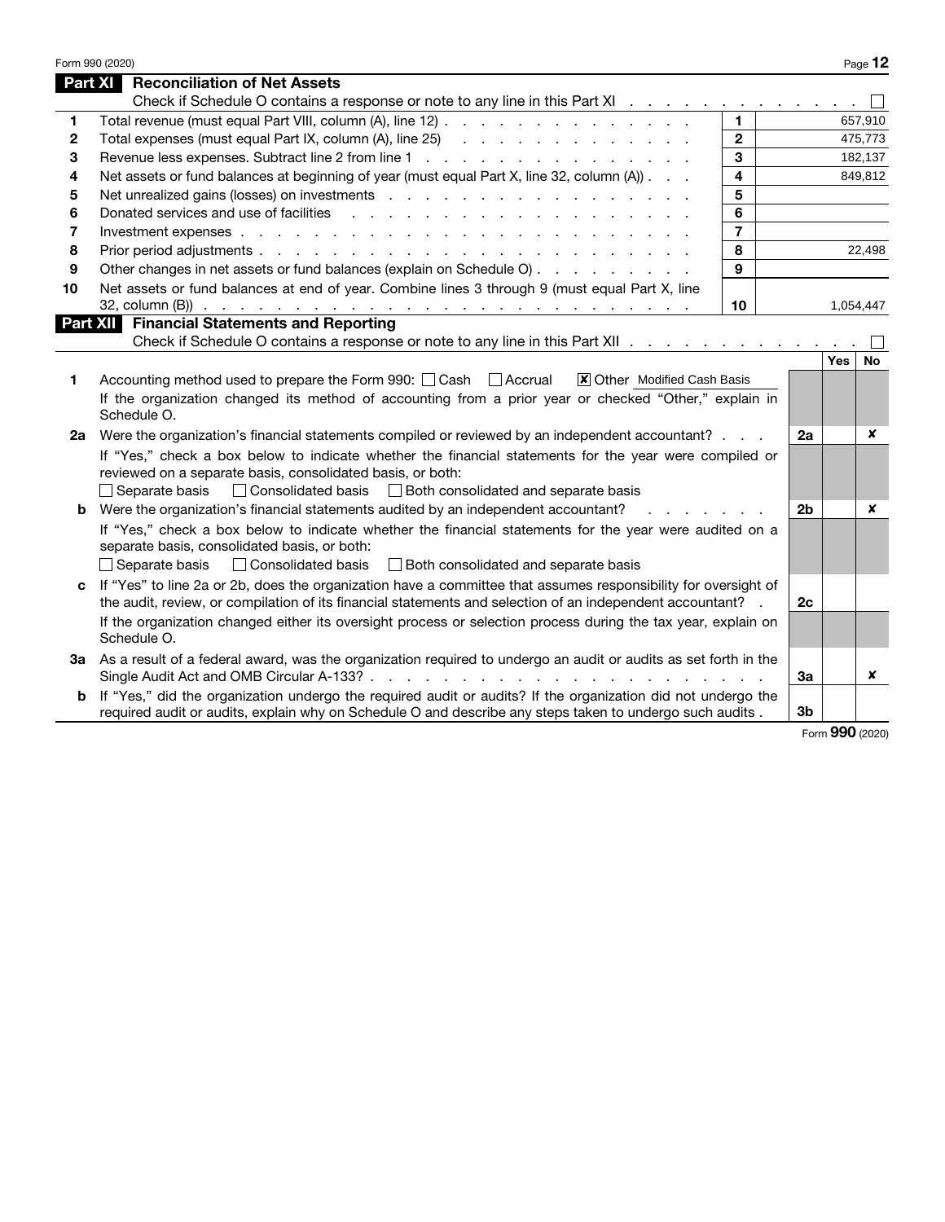## Part XI Reconciliation of Net Assets

Check if Schedule O contains a response or note to any line in this Part XI . . . . . . . . . . . . . ☐

| | | | |
|---|---|---|---|
| 1 | Total revenue (must equal Part VIII, column (A), line 12) | 1 | 657,910 |
| 2 | Total expenses (must equal Part IX, column (A), line 25) | 2 | 475,773 |
| 3 | Revenue less expenses. Subtract line 2 from line 1 | 3 | 182,137 |
| 4 | Net assets or fund balances at beginning of year (must equal Part X, line 32, column (A)) | 4 | 849,812 |
| 5 | Net unrealized gains (losses) on investments | 5 | |
| 6 | Donated services and use of facilities | 6 | |
| 7 | Investment expenses | 7 | |
| 8 | Prior period adjustments | 8 | 22,498 |
| 9 | Other changes in net assets or fund balances (explain on Schedule O) | 9 | |
| 10 | Net assets or fund balances at end of year. Combine lines 3 through 9 (must equal Part X, line 32, column (B)) | 10 | 1,054,447 |

## Part XII Financial Statements and Reporting

Check if Schedule O contains a response or note to any line in this Part XII . . . . . . . . . . . . . ☐

| | | | Yes | No |
|---|---|---|---|---|
| 1 | Accounting method used to prepare the Form 990: ☐ Cash ☐ Accrual ☒ Other Modified Cash Basis<br>If the organization changed its method of accounting from a prior year or checked "Other," explain in Schedule O. | | | |
| 2a | Were the organization's financial statements compiled or reviewed by an independent accountant?<br>If "Yes," check a box below to indicate whether the financial statements for the year were compiled or reviewed on a separate basis, consolidated basis, or both:<br>☐ Separate basis ☐ Consolidated basis ☐ Both consolidated and separate basis | 2a | | ✘ |
| b | Were the organization's financial statements audited by an independent accountant?<br>If "Yes," check a box below to indicate whether the financial statements for the year were audited on a separate basis, consolidated basis, or both:<br>☐ Separate basis ☐ Consolidated basis ☐ Both consolidated and separate basis | 2b | | ✘ |
| c | If "Yes" to line 2a or 2b, does the organization have a committee that assumes responsibility for oversight of the audit, review, or compilation of its financial statements and selection of an independent accountant?<br>If the organization changed either its oversight process or selection process during the tax year, explain on Schedule O. | 2c | | |
| 3a | As a result of a federal award, was the organization required to undergo an audit or audits as set forth in the Single Audit Act and OMB Circular A-133? | 3a | | ✘ |
| b | If "Yes," did the organization undergo the required audit or audits? If the organization did not undergo the required audit or audits, explain why on Schedule O and describe any steps taken to undergo such audits . | 3b | | |

Form **990** (2020)